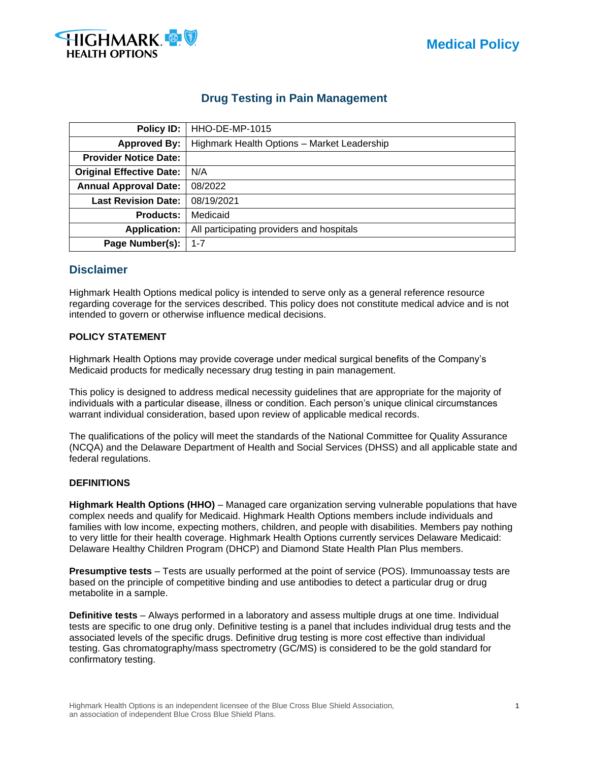# Drug Testing in Pain Management

| Policy ID: | HHO-DE-MP-1015 |
|---|---|
| Approved By: | Highmark Health Options – Market Leadership |
| Provider Notice Date: | |
| Original Effective Date: | N/A |
| Annual Approval Date: | 08/2022 |
| Last Revision Date: | 08/19/2021 |
| Products: | Medicaid |
| Application: | All participating providers and hospitals |
| Page Number(s): | 1-7 |

## Disclaimer

Highmark Health Options medical policy is intended to serve only as a general reference resource regarding coverage for the services described. This policy does not constitute medical advice and is not intended to govern or otherwise influence medical decisions.

**POLICY STATEMENT**

Highmark Health Options may provide coverage under medical surgical benefits of the Company's Medicaid products for medically necessary drug testing in pain management.

This policy is designed to address medical necessity guidelines that are appropriate for the majority of individuals with a particular disease, illness or condition. Each person's unique clinical circumstances warrant individual consideration, based upon review of applicable medical records.

The qualifications of the policy will meet the standards of the National Committee for Quality Assurance (NCQA) and the Delaware Department of Health and Social Services (DHSS) and all applicable state and federal regulations.

**DEFINITIONS**

**Highmark Health Options (HHO)** – Managed care organization serving vulnerable populations that have complex needs and qualify for Medicaid. Highmark Health Options members include individuals and families with low income, expecting mothers, children, and people with disabilities. Members pay nothing to very little for their health coverage. Highmark Health Options currently services Delaware Medicaid: Delaware Healthy Children Program (DHCP) and Diamond State Health Plan Plus members.

**Presumptive tests** – Tests are usually performed at the point of service (POS). Immunoassay tests are based on the principle of competitive binding and use antibodies to detect a particular drug or drug metabolite in a sample.

**Definitive tests** – Always performed in a laboratory and assess multiple drugs at one time. Individual tests are specific to one drug only. Definitive testing is a panel that includes individual drug tests and the associated levels of the specific drugs. Definitive drug testing is more cost effective than individual testing. Gas chromatography/mass spectrometry (GC/MS) is considered to be the gold standard for confirmatory testing.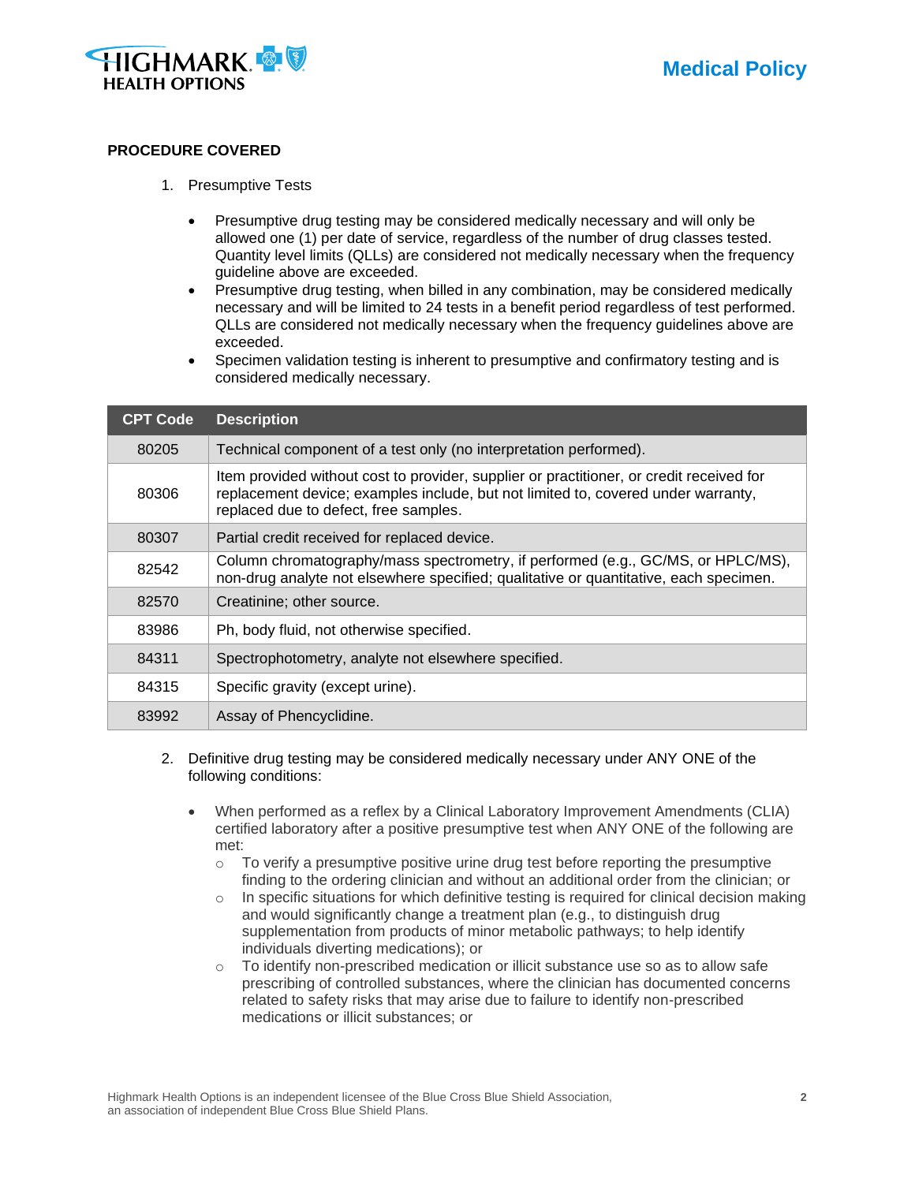## PROCEDURE COVERED

1. Presumptive Tests

   - Presumptive drug testing may be considered medically necessary and will only be allowed one (1) per date of service, regardless of the number of drug classes tested. Quantity level limits (QLLs) are considered not medically necessary when the frequency guideline above are exceeded.
   - Presumptive drug testing, when billed in any combination, may be considered medically necessary and will be limited to 24 tests in a benefit period regardless of test performed. QLLs are considered not medically necessary when the frequency guidelines above are exceeded.
   - Specimen validation testing is inherent to presumptive and confirmatory testing and is considered medically necessary.

| CPT Code | Description |
|---|---|
| 80205 | Technical component of a test only (no interpretation performed). |
| 80306 | Item provided without cost to provider, supplier or practitioner, or credit received for replacement device; examples include, but not limited to, covered under warranty, replaced due to defect, free samples. |
| 80307 | Partial credit received for replaced device. |
| 82542 | Column chromatography/mass spectrometry, if performed (e.g., GC/MS, or HPLC/MS), non-drug analyte not elsewhere specified; qualitative or quantitative, each specimen. |
| 82570 | Creatinine; other source. |
| 83986 | Ph, body fluid, not otherwise specified. |
| 84311 | Spectrophotometry, analyte not elsewhere specified. |
| 84315 | Specific gravity (except urine). |
| 83992 | Assay of Phencyclidine. |

2. Definitive drug testing may be considered medically necessary under ANY ONE of the following conditions:

   - When performed as a reflex by a Clinical Laboratory Improvement Amendments (CLIA) certified laboratory after a positive presumptive test when ANY ONE of the following are met:
     - To verify a presumptive positive urine drug test before reporting the presumptive finding to the ordering clinician and without an additional order from the clinician; or
     - In specific situations for which definitive testing is required for clinical decision making and would significantly change a treatment plan (e.g., to distinguish drug supplementation from products of minor metabolic pathways; to help identify individuals diverting medications); or
     - To identify non-prescribed medication or illicit substance use so as to allow safe prescribing of controlled substances, where the clinician has documented concerns related to safety risks that may arise due to failure to identify non-prescribed medications or illicit substances; or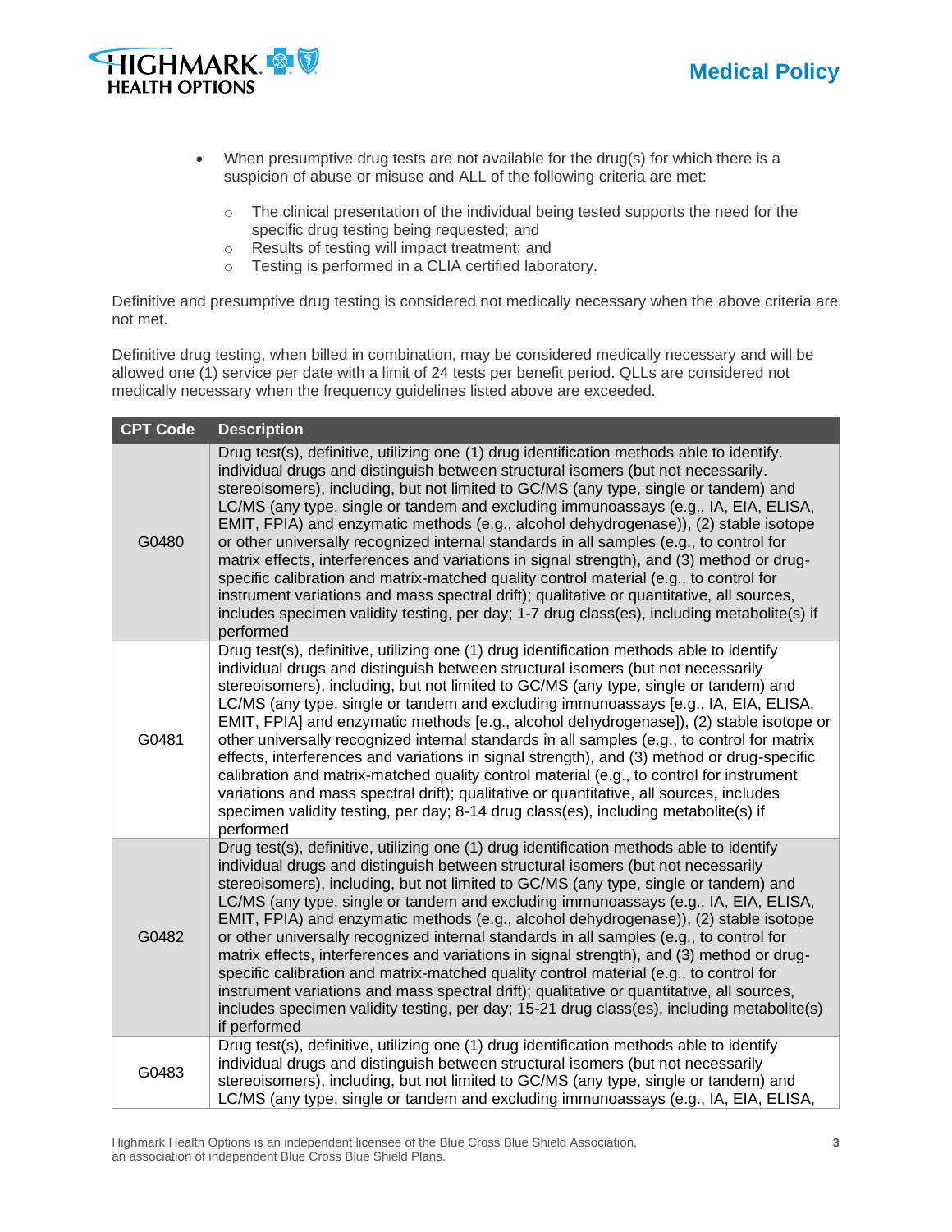- When presumptive drug tests are not available for the drug(s) for which there is a suspicion of abuse or misuse and ALL of the following criteria are met:
  - The clinical presentation of the individual being tested supports the need for the specific drug testing being requested; and
  - Results of testing will impact treatment; and
  - Testing is performed in a CLIA certified laboratory.

Definitive and presumptive drug testing is considered not medically necessary when the above criteria are not met.

Definitive drug testing, when billed in combination, may be considered medically necessary and will be allowed one (1) service per date with a limit of 24 tests per benefit period. QLLs are considered not medically necessary when the frequency guidelines listed above are exceeded.

| CPT Code | Description |
|---|---|
| G0480 | Drug test(s), definitive, utilizing one (1) drug identification methods able to identify. individual drugs and distinguish between structural isomers (but not necessarily. stereoisomers), including, but not limited to GC/MS (any type, single or tandem) and LC/MS (any type, single or tandem and excluding immunoassays (e.g., IA, EIA, ELISA, EMIT, FPIA) and enzymatic methods (e.g., alcohol dehydrogenase)), (2) stable isotope or other universally recognized internal standards in all samples (e.g., to control for matrix effects, interferences and variations in signal strength), and (3) method or drug-specific calibration and matrix-matched quality control material (e.g., to control for instrument variations and mass spectral drift); qualitative or quantitative, all sources, includes specimen validity testing, per day; 1-7 drug class(es), including metabolite(s) if performed |
| G0481 | Drug test(s), definitive, utilizing one (1) drug identification methods able to identify individual drugs and distinguish between structural isomers (but not necessarily stereoisomers), including, but not limited to GC/MS (any type, single or tandem) and LC/MS (any type, single or tandem and excluding immunoassays [e.g., IA, EIA, ELISA, EMIT, FPIA] and enzymatic methods [e.g., alcohol dehydrogenase]), (2) stable isotope or other universally recognized internal standards in all samples (e.g., to control for matrix effects, interferences and variations in signal strength), and (3) method or drug-specific calibration and matrix-matched quality control material (e.g., to control for instrument variations and mass spectral drift); qualitative or quantitative, all sources, includes specimen validity testing, per day; 8-14 drug class(es), including metabolite(s) if performed |
| G0482 | Drug test(s), definitive, utilizing one (1) drug identification methods able to identify individual drugs and distinguish between structural isomers (but not necessarily stereoisomers), including, but not limited to GC/MS (any type, single or tandem) and LC/MS (any type, single or tandem and excluding immunoassays (e.g., IA, EIA, ELISA, EMIT, FPIA) and enzymatic methods (e.g., alcohol dehydrogenase)), (2) stable isotope or other universally recognized internal standards in all samples (e.g., to control for matrix effects, interferences and variations in signal strength), and (3) method or drug-specific calibration and matrix-matched quality control material (e.g., to control for instrument variations and mass spectral drift); qualitative or quantitative, all sources, includes specimen validity testing, per day; 15-21 drug class(es), including metabolite(s) if performed |
| G0483 | Drug test(s), definitive, utilizing one (1) drug identification methods able to identify individual drugs and distinguish between structural isomers (but not necessarily stereoisomers), including, but not limited to GC/MS (any type, single or tandem) and LC/MS (any type, single or tandem and excluding immunoassays (e.g., IA, EIA, ELISA, |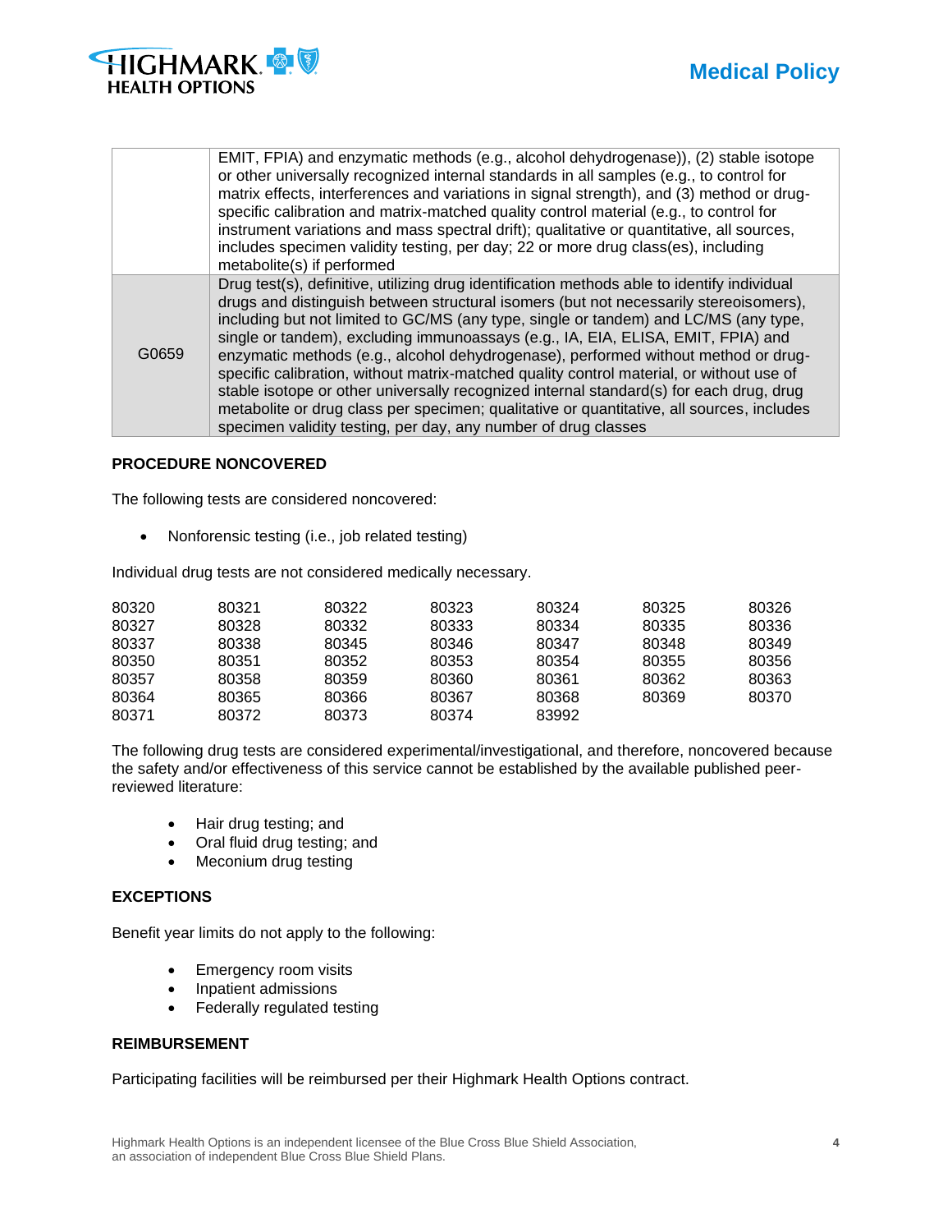| | |
|---|---|
| | EMIT, FPIA) and enzymatic methods (e.g., alcohol dehydrogenase)), (2) stable isotope or other universally recognized internal standards in all samples (e.g., to control for matrix effects, interferences and variations in signal strength), and (3) method or drug-specific calibration and matrix-matched quality control material (e.g., to control for instrument variations and mass spectral drift); qualitative or quantitative, all sources, includes specimen validity testing, per day; 22 or more drug class(es), including metabolite(s) if performed |
| G0659 | Drug test(s), definitive, utilizing drug identification methods able to identify individual drugs and distinguish between structural isomers (but not necessarily stereoisomers), including but not limited to GC/MS (any type, single or tandem) and LC/MS (any type, single or tandem), excluding immunoassays (e.g., IA, EIA, ELISA, EMIT, FPIA) and enzymatic methods (e.g., alcohol dehydrogenase), performed without method or drug-specific calibration, without matrix-matched quality control material, or without use of stable isotope or other universally recognized internal standard(s) for each drug, drug metabolite or drug class per specimen; qualitative or quantitative, all sources, includes specimen validity testing, per day, any number of drug classes |

**PROCEDURE NONCOVERED**

The following tests are considered noncovered:

- Nonforensic testing (i.e., job related testing)

Individual drug tests are not considered medically necessary.

| | | | | | | |
|---|---|---|---|---|---|---|
| 80320 | 80321 | 80322 | 80323 | 80324 | 80325 | 80326 |
| 80327 | 80328 | 80332 | 80333 | 80334 | 80335 | 80336 |
| 80337 | 80338 | 80345 | 80346 | 80347 | 80348 | 80349 |
| 80350 | 80351 | 80352 | 80353 | 80354 | 80355 | 80356 |
| 80357 | 80358 | 80359 | 80360 | 80361 | 80362 | 80363 |
| 80364 | 80365 | 80366 | 80367 | 80368 | 80369 | 80370 |
| 80371 | 80372 | 80373 | 80374 | 83992 | | |

The following drug tests are considered experimental/investigational, and therefore, noncovered because the safety and/or effectiveness of this service cannot be established by the available published peer-reviewed literature:

- Hair drug testing; and
- Oral fluid drug testing; and
- Meconium drug testing

**EXCEPTIONS**

Benefit year limits do not apply to the following:

- Emergency room visits
- Inpatient admissions
- Federally regulated testing

**REIMBURSEMENT**

Participating facilities will be reimbursed per their Highmark Health Options contract.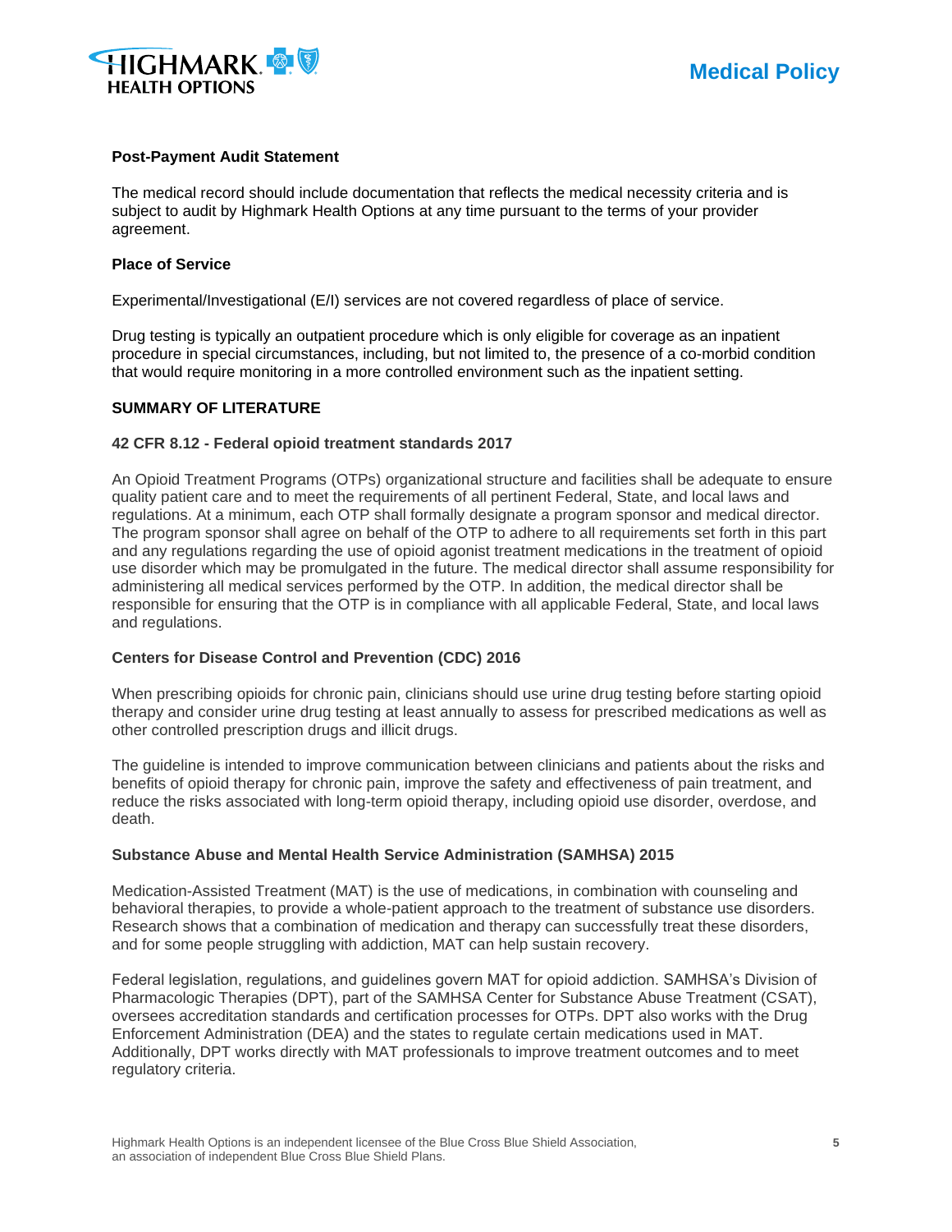**Post-Payment Audit Statement**

The medical record should include documentation that reflects the medical necessity criteria and is subject to audit by Highmark Health Options at any time pursuant to the terms of your provider agreement.

**Place of Service**

Experimental/Investigational (E/I) services are not covered regardless of place of service.

Drug testing is typically an outpatient procedure which is only eligible for coverage as an inpatient procedure in special circumstances, including, but not limited to, the presence of a co-morbid condition that would require monitoring in a more controlled environment such as the inpatient setting.

## SUMMARY OF LITERATURE

### 42 CFR 8.12 - Federal opioid treatment standards 2017

An Opioid Treatment Programs (OTPs) organizational structure and facilities shall be adequate to ensure quality patient care and to meet the requirements of all pertinent Federal, State, and local laws and regulations. At a minimum, each OTP shall formally designate a program sponsor and medical director. The program sponsor shall agree on behalf of the OTP to adhere to all requirements set forth in this part and any regulations regarding the use of opioid agonist treatment medications in the treatment of opioid use disorder which may be promulgated in the future. The medical director shall assume responsibility for administering all medical services performed by the OTP. In addition, the medical director shall be responsible for ensuring that the OTP is in compliance with all applicable Federal, State, and local laws and regulations.

### Centers for Disease Control and Prevention (CDC) 2016

When prescribing opioids for chronic pain, clinicians should use urine drug testing before starting opioid therapy and consider urine drug testing at least annually to assess for prescribed medications as well as other controlled prescription drugs and illicit drugs.

The guideline is intended to improve communication between clinicians and patients about the risks and benefits of opioid therapy for chronic pain, improve the safety and effectiveness of pain treatment, and reduce the risks associated with long-term opioid therapy, including opioid use disorder, overdose, and death.

### Substance Abuse and Mental Health Service Administration (SAMHSA) 2015

Medication-Assisted Treatment (MAT) is the use of medications, in combination with counseling and behavioral therapies, to provide a whole-patient approach to the treatment of substance use disorders. Research shows that a combination of medication and therapy can successfully treat these disorders, and for some people struggling with addiction, MAT can help sustain recovery.

Federal legislation, regulations, and guidelines govern MAT for opioid addiction. SAMHSA's Division of Pharmacologic Therapies (DPT), part of the SAMHSA Center for Substance Abuse Treatment (CSAT), oversees accreditation standards and certification processes for OTPs. DPT also works with the Drug Enforcement Administration (DEA) and the states to regulate certain medications used in MAT. Additionally, DPT works directly with MAT professionals to improve treatment outcomes and to meet regulatory criteria.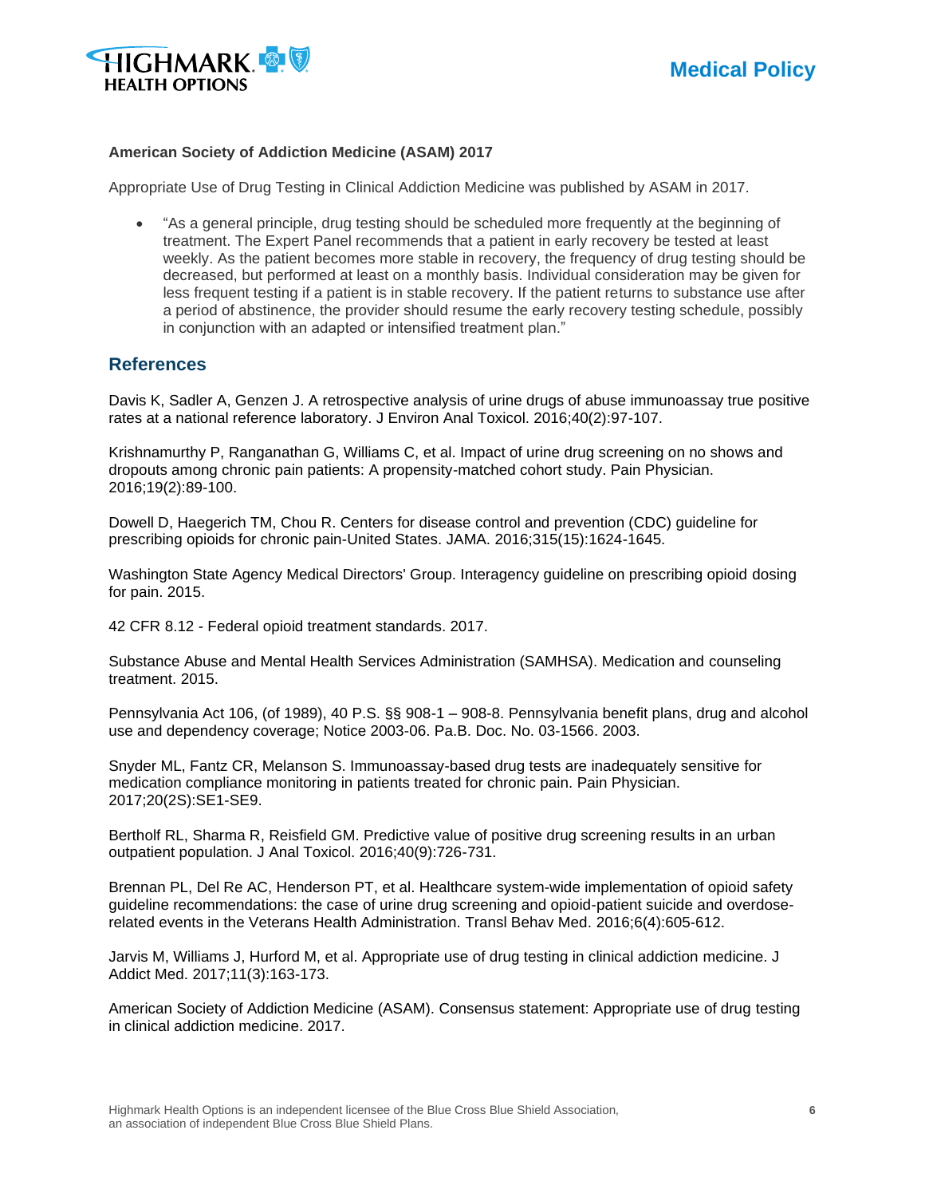**American Society of Addiction Medicine (ASAM) 2017**

Appropriate Use of Drug Testing in Clinical Addiction Medicine was published by ASAM in 2017.

- "As a general principle, drug testing should be scheduled more frequently at the beginning of treatment. The Expert Panel recommends that a patient in early recovery be tested at least weekly. As the patient becomes more stable in recovery, the frequency of drug testing should be decreased, but performed at least on a monthly basis. Individual consideration may be given for less frequent testing if a patient is in stable recovery. If the patient returns to substance use after a period of abstinence, the provider should resume the early recovery testing schedule, possibly in conjunction with an adapted or intensified treatment plan."

## References

Davis K, Sadler A, Genzen J. A retrospective analysis of urine drugs of abuse immunoassay true positive rates at a national reference laboratory. J Environ Anal Toxicol. 2016;40(2):97-107.

Krishnamurthy P, Ranganathan G, Williams C, et al. Impact of urine drug screening on no shows and dropouts among chronic pain patients: A propensity-matched cohort study. Pain Physician. 2016;19(2):89-100.

Dowell D, Haegerich TM, Chou R. Centers for disease control and prevention (CDC) guideline for prescribing opioids for chronic pain-United States. JAMA. 2016;315(15):1624-1645.

Washington State Agency Medical Directors' Group. Interagency guideline on prescribing opioid dosing for pain. 2015.

42 CFR 8.12 - Federal opioid treatment standards. 2017.

Substance Abuse and Mental Health Services Administration (SAMHSA). Medication and counseling treatment. 2015.

Pennsylvania Act 106, (of 1989), 40 P.S. §§ 908-1 – 908-8. Pennsylvania benefit plans, drug and alcohol use and dependency coverage; Notice 2003-06. Pa.B. Doc. No. 03-1566. 2003.

Snyder ML, Fantz CR, Melanson S. Immunoassay-based drug tests are inadequately sensitive for medication compliance monitoring in patients treated for chronic pain. Pain Physician. 2017;20(2S):SE1-SE9.

Bertholf RL, Sharma R, Reisfield GM. Predictive value of positive drug screening results in an urban outpatient population. J Anal Toxicol. 2016;40(9):726-731.

Brennan PL, Del Re AC, Henderson PT, et al. Healthcare system-wide implementation of opioid safety guideline recommendations: the case of urine drug screening and opioid-patient suicide and overdose-related events in the Veterans Health Administration. Transl Behav Med. 2016;6(4):605-612.

Jarvis M, Williams J, Hurford M, et al. Appropriate use of drug testing in clinical addiction medicine. J Addict Med. 2017;11(3):163-173.

American Society of Addiction Medicine (ASAM). Consensus statement: Appropriate use of drug testing in clinical addiction medicine. 2017.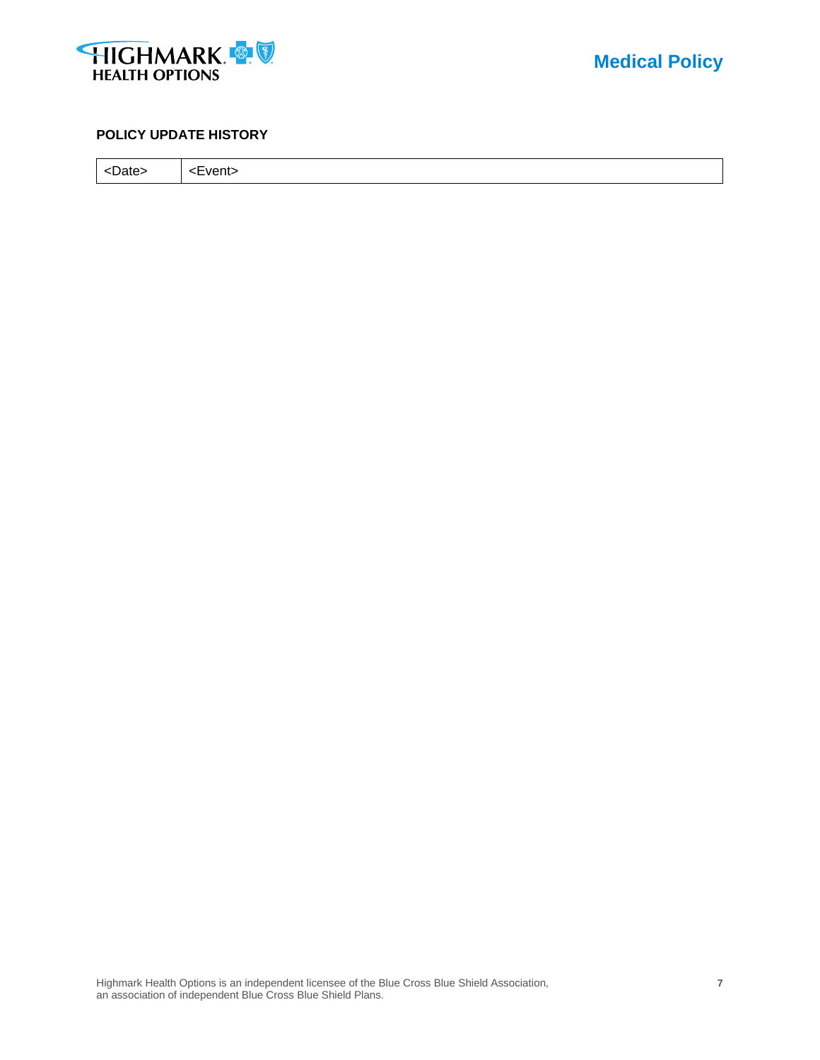## POLICY UPDATE HISTORY

| | |
|---|---|
| <Date> | <Event> |

Highmark Health Options is an independent licensee of the Blue Cross Blue Shield Association, an association of independent Blue Cross Blue Shield Plans.